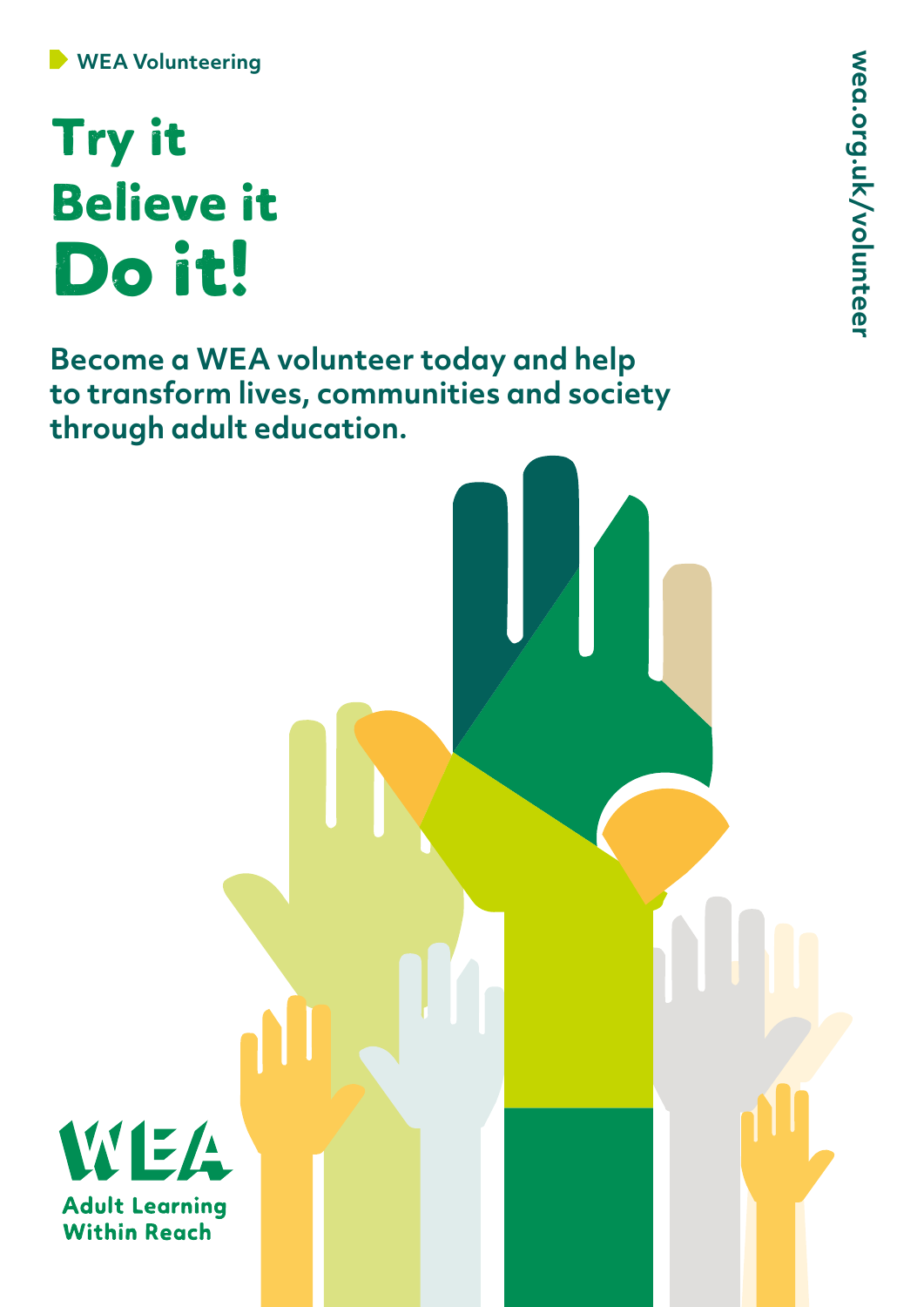WEA Volunteering

# Try it
# Believe it
# Do it!

**Become a WEA volunteer today and help to transform lives, communities and society through adult education.**

wea.org.uk/volunteer

WEA

Adult Learning Within Reach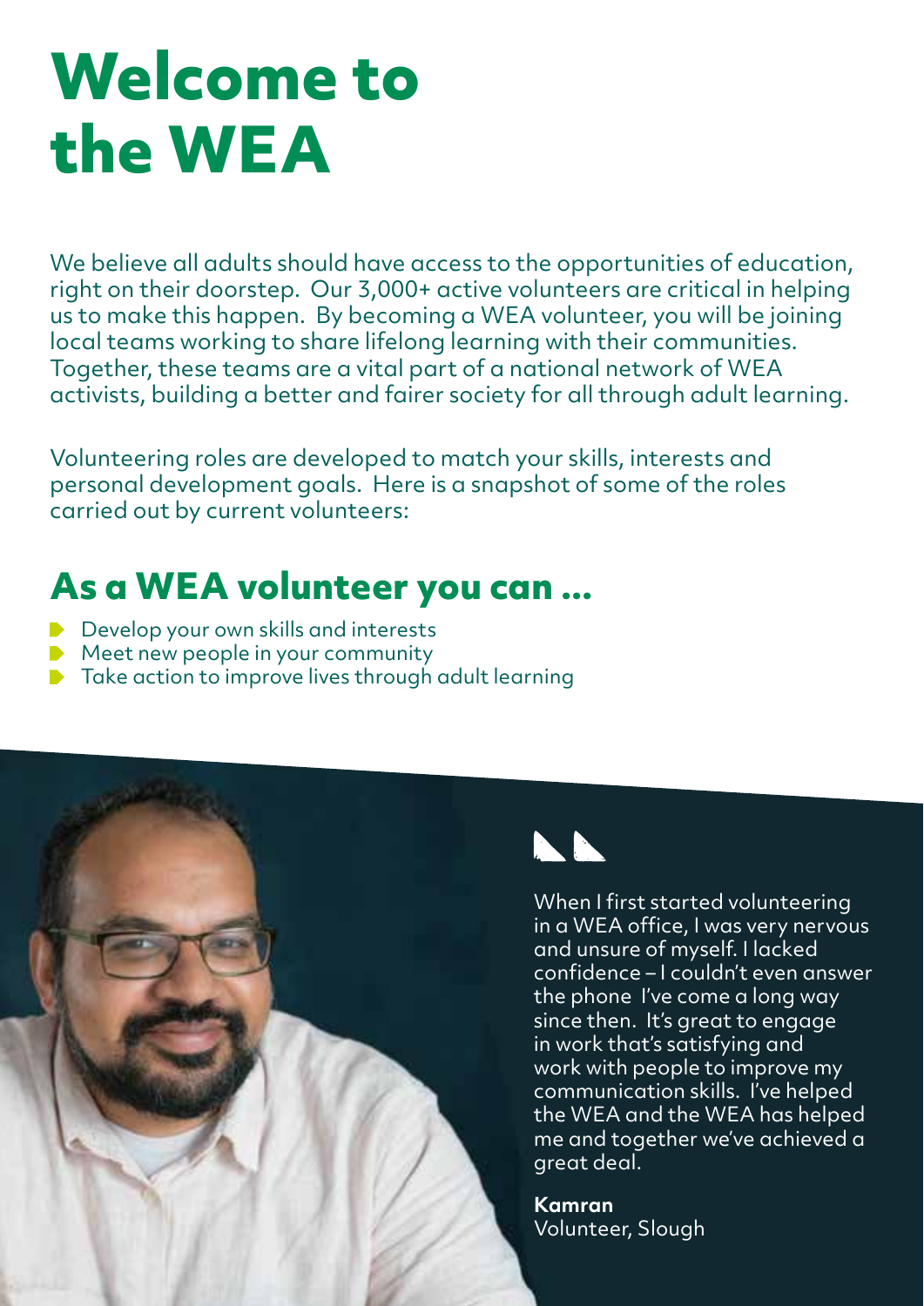# Welcome to the WEA

We believe all adults should have access to the opportunities of education, right on their doorstep. Our 3,000+ active volunteers are critical in helping us to make this happen. By becoming a WEA volunteer, you will be joining local teams working to share lifelong learning with their communities. Together, these teams are a vital part of a national network of WEA activists, building a better and fairer society for all through adult learning.

Volunteering roles are developed to match your skills, interests and personal development goals. Here is a snapshot of some of the roles carried out by current volunteers:

## As a WEA volunteer you can ...

- Develop your own skills and interests
- Meet new people in your community
- Take action to improve lives through adult learning

> When I first started volunteering in a WEA office, I was very nervous and unsure of myself. I lacked confidence – I couldn't even answer the phone I've come a long way since then. It's great to engage in work that's satisfying and work with people to improve my communication skills. I've helped the WEA and the WEA has helped me and together we've achieved a great deal.
>
> **Kamran**
> Volunteer, Slough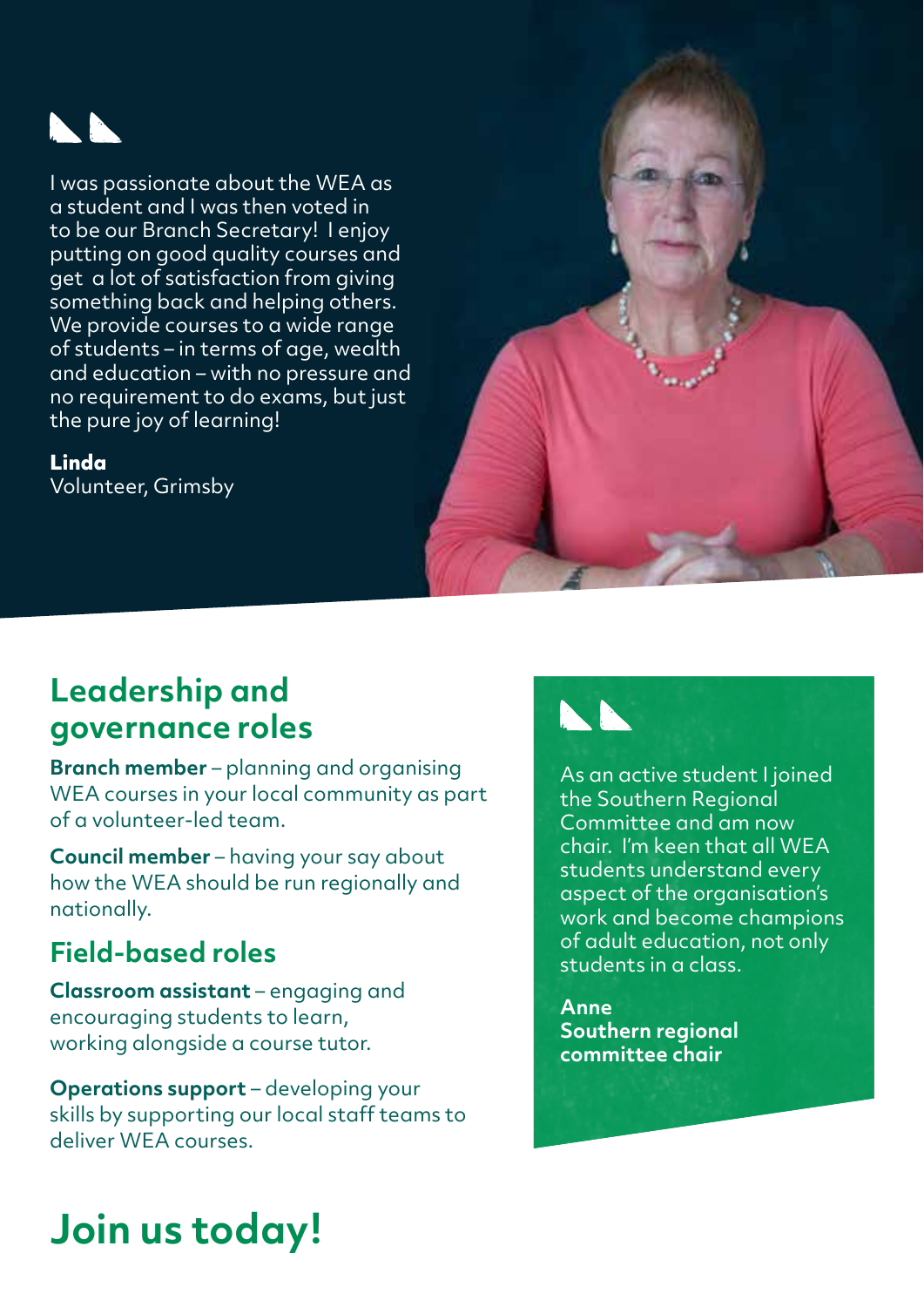> I was passionate about the WEA as a student and I was then voted in to be our Branch Secretary! I enjoy putting on good quality courses and get a lot of satisfaction from giving something back and helping others. We provide courses to a wide range of students – in terms of age, wealth and education – with no pressure and no requirement to do exams, but just the pure joy of learning!

**Linda**
Volunteer, Grimsby

## Leadership and governance roles

**Branch member** – planning and organising WEA courses in your local community as part of a volunteer-led team.

**Council member** – having your say about how the WEA should be run regionally and nationally.

## Field-based roles

**Classroom assistant** – engaging and encouraging students to learn, working alongside a course tutor.

**Operations support** – developing your skills by supporting our local staff teams to deliver WEA courses.

> As an active student I joined the Southern Regional Committee and am now chair. I'm keen that all WEA students understand every aspect of the organisation's work and become champions of adult education, not only students in a class.

**Anne**
**Southern regional committee chair**

# Join us today!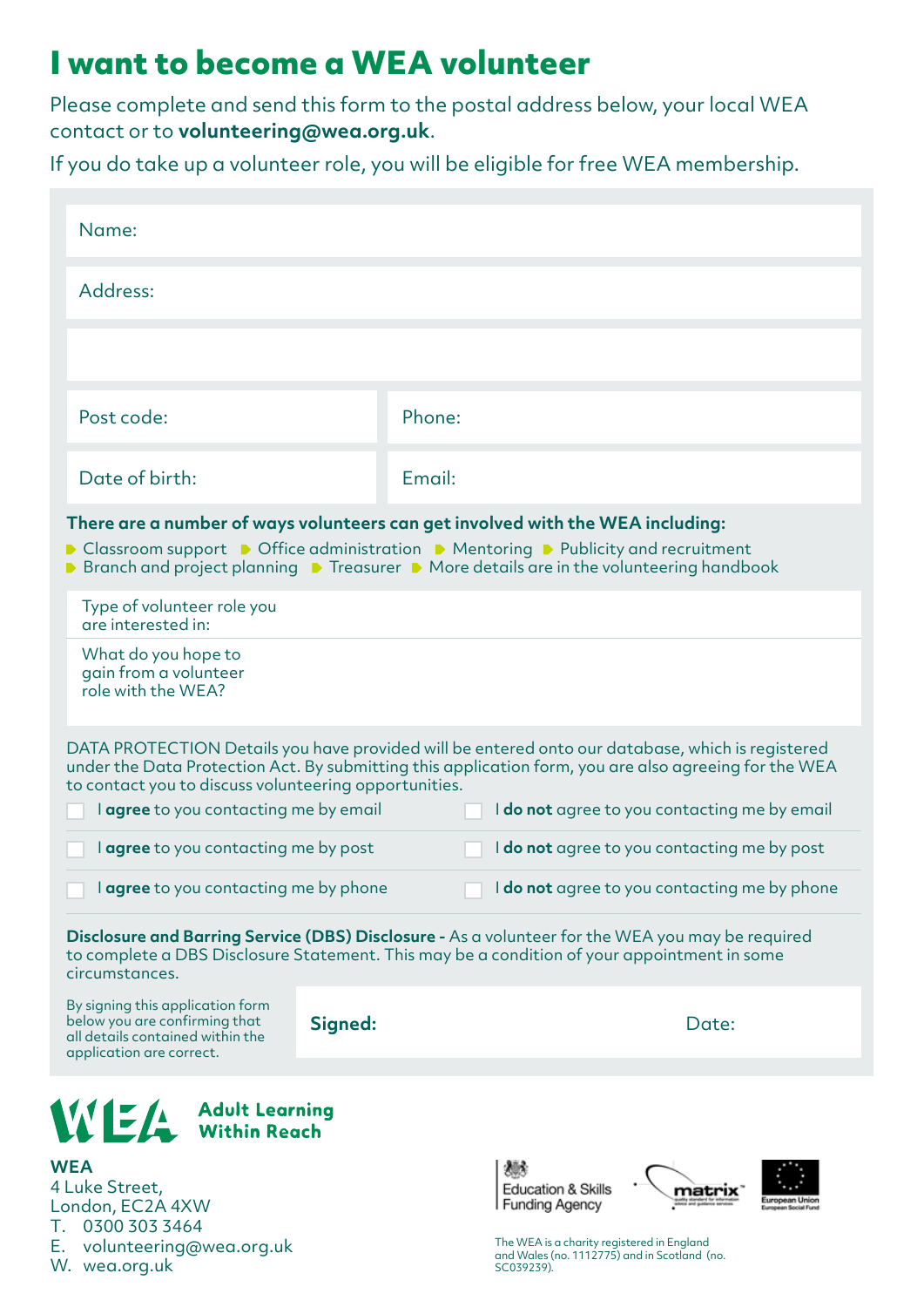# I want to become a WEA volunteer

Please complete and send this form to the postal address below, your local WEA contact or to **volunteering@wea.org.uk**.

If you do take up a volunteer role, you will be eligible for free WEA membership.

Name:

Address:

| | |
|---|---|
| Post code: | Phone: |
| Date of birth: | Email: |

**There are a number of ways volunteers can get involved with the WEA including:**

- Classroom support
- Office administration
- Mentoring
- Publicity and recruitment
- Branch and project planning
- Treasurer
- More details are in the volunteering handbook

Type of volunteer role you are interested in:

What do you hope to gain from a volunteer role with the WEA?

DATA PROTECTION Details you have provided will be entered onto our database, which is registered under the Data Protection Act. By submitting this application form, you are also agreeing for the WEA to contact you to discuss volunteering opportunities.

| | |
|---|---|
| ☐ I **agree** to you contacting me by email | ☐ I **do not** agree to you contacting me by email |
| ☐ I **agree** to you contacting me by post | ☐ I **do not** agree to you contacting me by post |
| ☐ I **agree** to you contacting me by phone | ☐ I **do not** agree to you contacting me by phone |

**Disclosure and Barring Service (DBS) Disclosure -** As a volunteer for the WEA you may be required to complete a DBS Disclosure Statement. This may be a condition of your appointment in some circumstances.

By signing this application form below you are confirming that all details contained within the application are correct.

**Signed:** Date:

WEA Adult Learning Within Reach

**WEA**
4 Luke Street,
London, EC2A 4XW
T. 0300 303 3464
E. volunteering@wea.org.uk
W. wea.org.uk

Education & Skills Funding Agency

matrix

European Union European Social Fund

The WEA is a charity registered in England and Wales (no. 1112775) and in Scotland (no. SC039239).